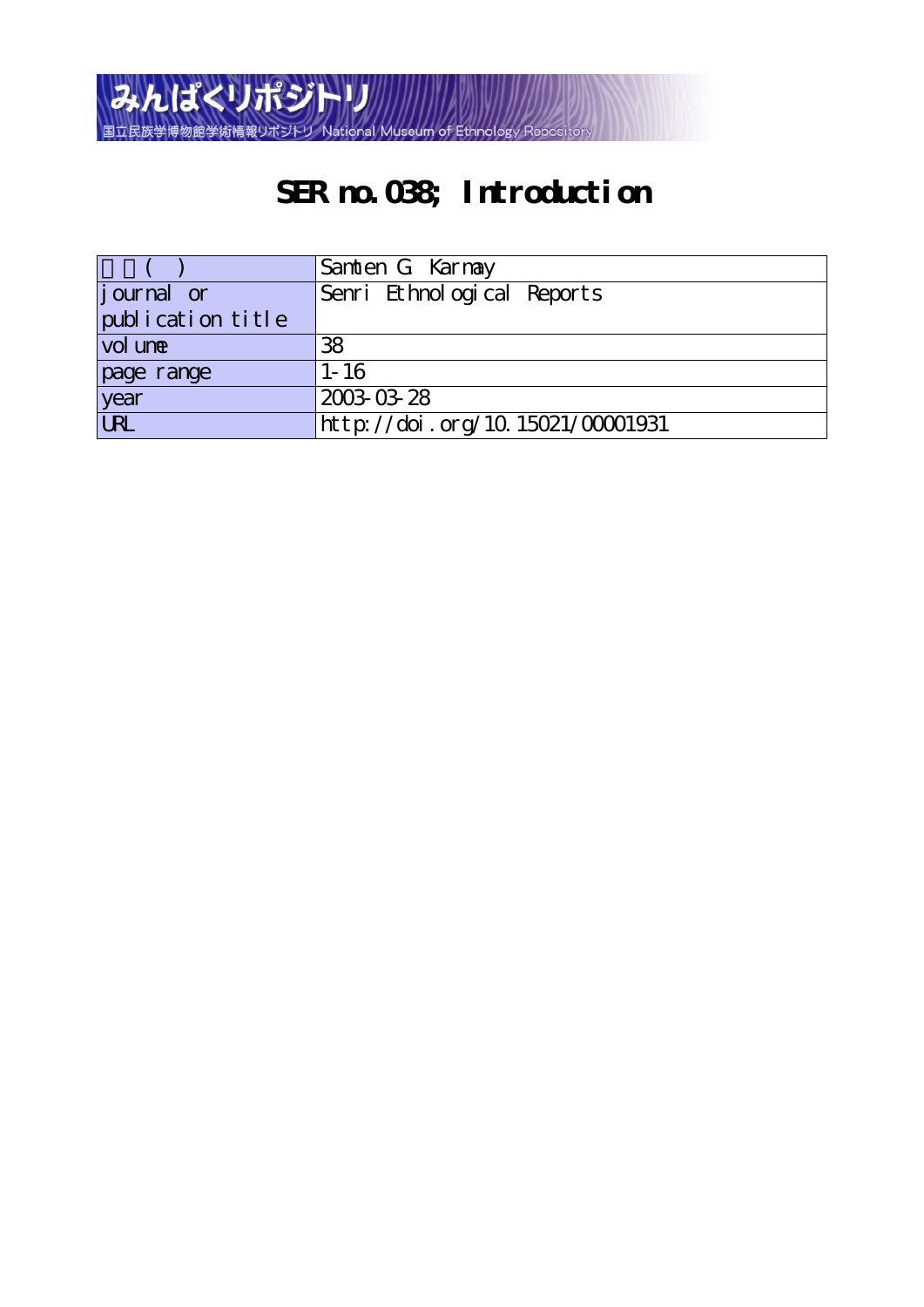みんぱくリポジトリ

国立民族学博物館学術情報リポジトリ National Museum of Ethnology Repository

# SER no.038; Introduction

| 著者(英) | Samten G. Karmay |
| --- | --- |
| journal or publication title | Senri Ethnological Reports |
| volume | 38 |
| page range | 1-16 |
| year | 2003-03-28 |
| URL | http://doi.org/10.15021/00001931 |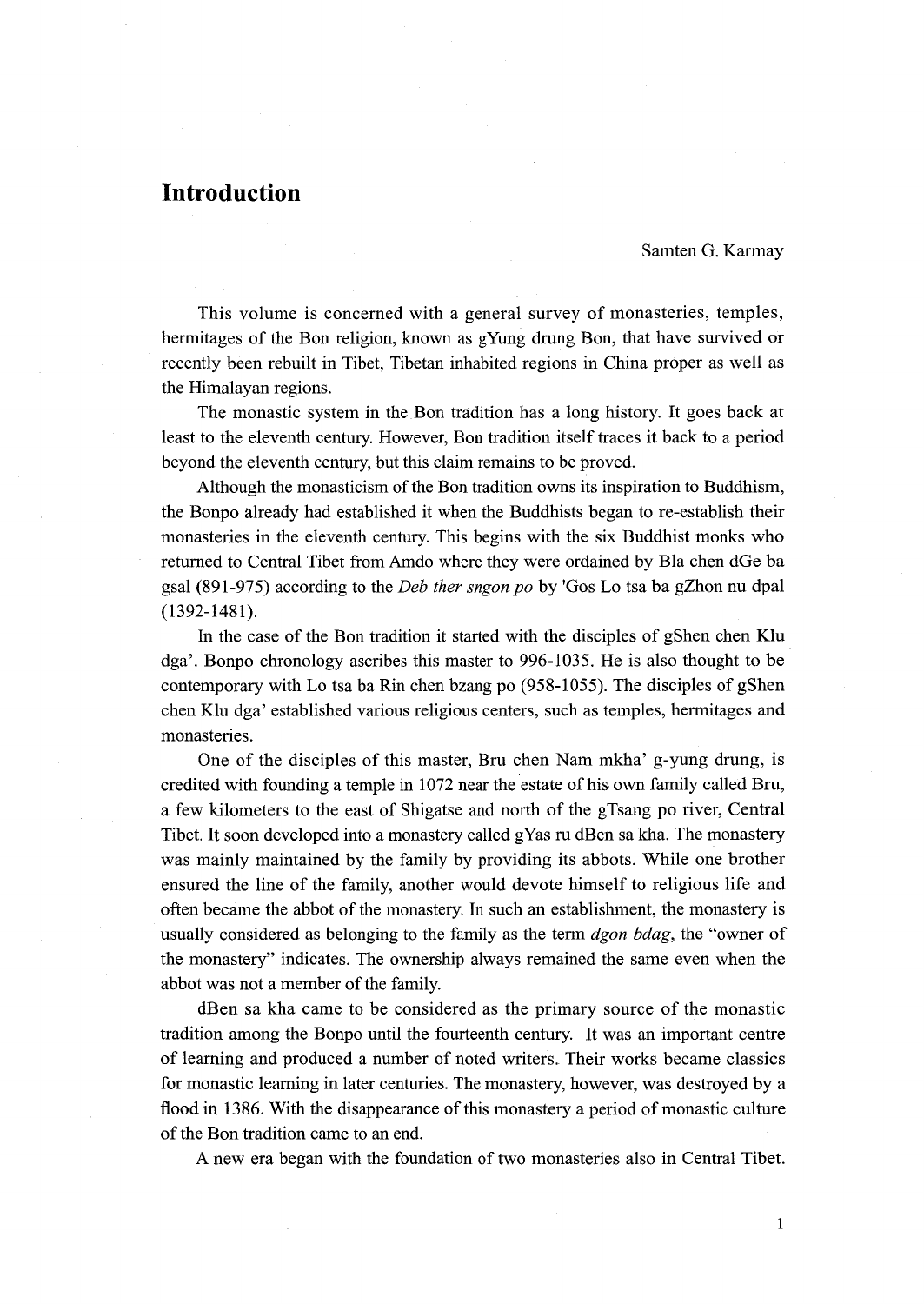# Introduction

Samten G. Karmay

This volume is concerned with a general survey of monasteries, temples, hermitages of the Bon religion, known as gYung drung Bon, that have survived or recently been rebuilt in Tibet, Tibetan inhabited regions in China proper as well as the Himalayan regions.

The monastic system in the Bon tradition has a long history. It goes back at least to the eleventh century. However, Bon tradition itself traces it back to a period beyond the eleventh century, but this claim remains to be proved.

Although the monasticism of the Bon tradition owns its inspiration to Buddhism, the Bonpo already had established it when the Buddhists began to re-establish their monasteries in the eleventh century. This begins with the six Buddhist monks who returned to Central Tibet from Amdo where they were ordained by Bla chen dGe ba gsal (891-975) according to the *Deb ther sngon po* by 'Gos Lo tsa ba gZhon nu dpal (1392-1481).

In the case of the Bon tradition it started with the disciples of gShen chen Klu dga'. Bonpo chronology ascribes this master to 996-1035. He is also thought to be contemporary with Lo tsa ba Rin chen bzang po (958-1055). The disciples of gShen chen Klu dga' established various religious centers, such as temples, hermitages and monasteries.

One of the disciples of this master, Bru chen Nam mkha' g-yung drung, is credited with founding a temple in 1072 near the estate of his own family called Bru, a few kilometers to the east of Shigatse and north of the gTsang po river, Central Tibet. It soon developed into a monastery called gYas ru dBen sa kha. The monastery was mainly maintained by the family by providing its abbots. While one brother ensured the line of the family, another would devote himself to religious life and often became the abbot of the monastery. In such an establishment, the monastery is usually considered as belonging to the family as the term *dgon bdag*, the "owner of the monastery" indicates. The ownership always remained the same even when the abbot was not a member of the family.

dBen sa kha came to be considered as the primary source of the monastic tradition among the Bonpo until the fourteenth century. It was an important centre of learning and produced a number of noted writers. Their works became classics for monastic learning in later centuries. The monastery, however, was destroyed by a flood in 1386. With the disappearance of this monastery a period of monastic culture of the Bon tradition came to an end.

A new era began with the foundation of two monasteries also in Central Tibet.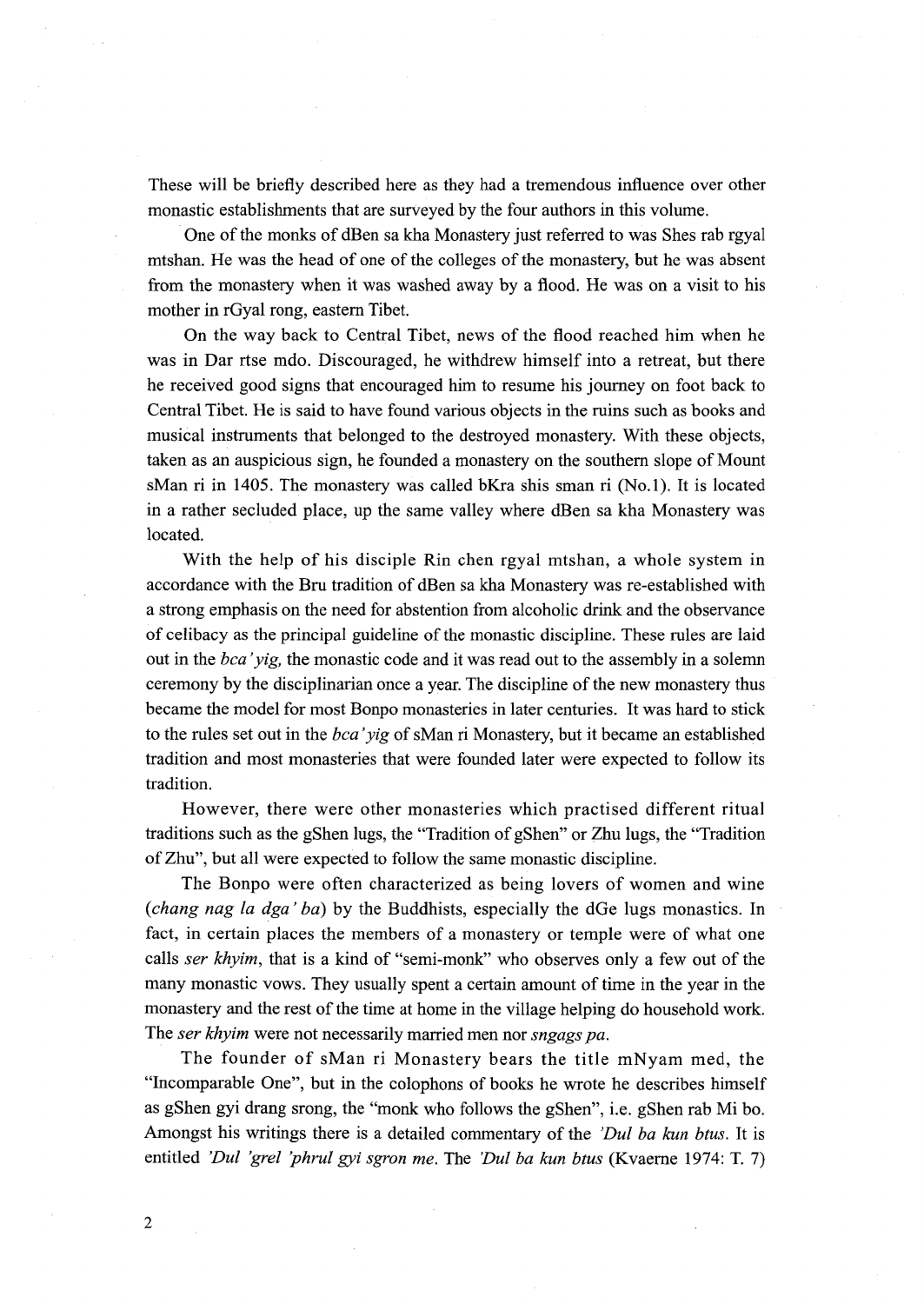These will be briefly described here as they had a tremendous influence over other monastic establishments that are surveyed by the four authors in this volume.

One of the monks of dBen sa kha Monastery just referred to was Shes rab rgyal mtshan. He was the head of one of the colleges of the monastery, but he was absent from the monastery when it was washed away by a flood. He was on a visit to his mother in rGyal rong, eastern Tibet.

On the way back to Central Tibet, news of the flood reached him when he was in Dar rtse mdo. Discouraged, he withdrew himself into a retreat, but there he received good signs that encouraged him to resume his journey on foot back to Central Tibet. He is said to have found various objects in the ruins such as books and musical instruments that belonged to the destroyed monastery. With these objects, taken as an auspicious sign, he founded a monastery on the southern slope of Mount sMan ri in 1405. The monastery was called bKra shis sman ri (No.1). It is located in a rather secluded place, up the same valley where dBen sa kha Monastery was located.

With the help of his disciple Rin chen rgyal mtshan, a whole system in accordance with the Bru tradition of dBen sa kha Monastery was re-established with a strong emphasis on the need for abstention from alcoholic drink and the observance of celibacy as the principal guideline of the monastic discipline. These rules are laid out in the *bca'yig,* the monastic code and it was read out to the assembly in a solemn ceremony by the disciplinarian once a year. The discipline of the new monastery thus became the model for most Bonpo monasteries in later centuries. It was hard to stick to the rules set out in the *bca'yig* of sMan ri Monastery, but it became an established tradition and most monasteries that were founded later were expected to follow its tradition.

However, there were other monasteries which practised different ritual traditions such as the gShen lugs, the "Tradition of gShen" or Zhu lugs, the "Tradition of Zhu", but all were expected to follow the same monastic discipline.

The Bonpo were often characterized as being lovers of women and wine (*chang nag la dga' ba*) by the Buddhists, especially the dGe lugs monastics. In fact, in certain places the members of a monastery or temple were of what one calls *ser khyim*, that is a kind of "semi-monk" who observes only a few out of the many monastic vows. They usually spent a certain amount of time in the year in the monastery and the rest of the time at home in the village helping do household work. The *ser khyim* were not necessarily married men nor *sngags pa*.

The founder of sMan ri Monastery bears the title mNyam med, the "Incomparable One", but in the colophons of books he wrote he describes himself as gShen gyi drang srong, the "monk who follows the gShen", i.e. gShen rab Mi bo. Amongst his writings there is a detailed commentary of the *'Dul ba kun btus*. It is entitled *'Dul 'grel 'phrul gyi sgron me*. The *'Dul ba kun btus* (Kvaerne 1974: T. 7)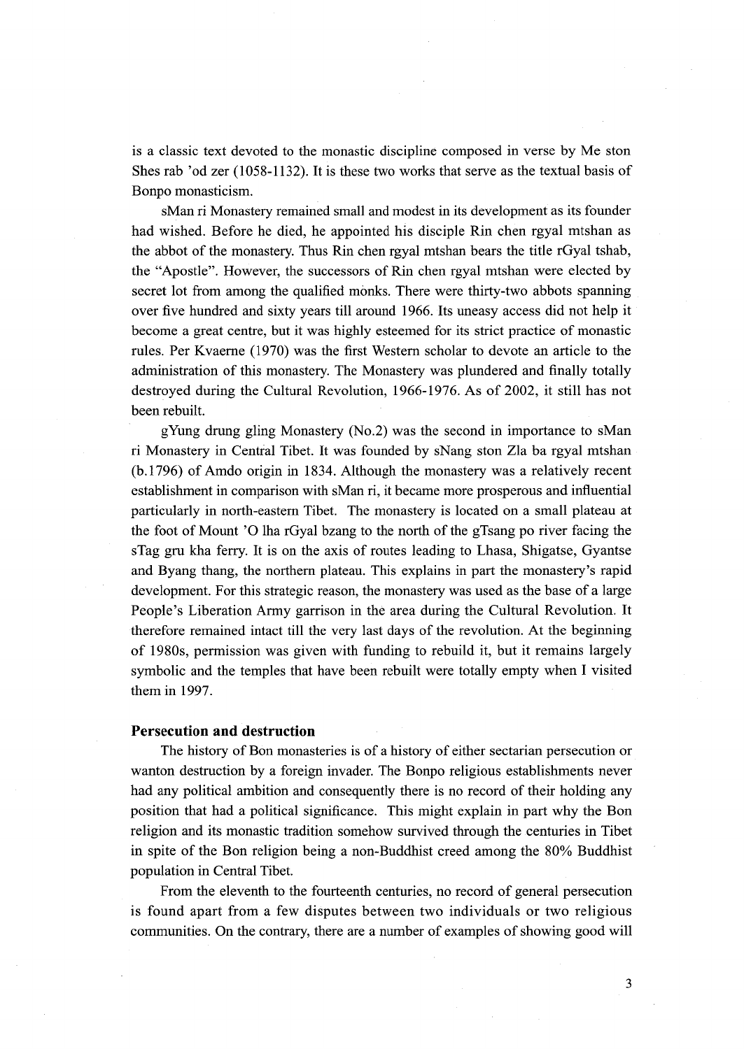is a classic text devoted to the monastic discipline composed in verse by Me ston Shes rab 'od zer (1058-1132). It is these two works that serve as the textual basis of Bonpo monasticism.

sMan ri Monastery remained small and modest in its development as its founder had wished. Before he died, he appointed his disciple Rin chen rgyal mtshan as the abbot of the monastery. Thus Rin chen rgyal mtshan bears the title rGyal tshab, the "Apostle". However, the successors of Rin chen rgyal mtshan were elected by secret lot from among the qualified monks. There were thirty-two abbots spanning over five hundred and sixty years till around 1966. Its uneasy access did not help it become a great centre, but it was highly esteemed for its strict practice of monastic rules. Per Kvaerne (1970) was the first Western scholar to devote an article to the administration of this monastery. The Monastery was plundered and finally totally destroyed during the Cultural Revolution, 1966-1976. As of 2002, it still has not been rebuilt.

gYung drung gling Monastery (No.2) was the second in importance to sMan ri Monastery in Central Tibet. It was founded by sNang ston Zla ba rgyal mtshan (b.1796) of Amdo origin in 1834. Although the monastery was a relatively recent establishment in comparison with sMan ri, it became more prosperous and influential particularly in north-eastern Tibet. The monastery is located on a small plateau at the foot of Mount 'O lha rGyal bzang to the north of the gTsang po river facing the sTag gru kha ferry. It is on the axis of routes leading to Lhasa, Shigatse, Gyantse and Byang thang, the northern plateau. This explains in part the monastery's rapid development. For this strategic reason, the monastery was used as the base of a large People's Liberation Army garrison in the area during the Cultural Revolution. It therefore remained intact till the very last days of the revolution. At the beginning of 1980s, permission was given with funding to rebuild it, but it remains largely symbolic and the temples that have been rebuilt were totally empty when I visited them in 1997.

### Persecution and destruction

The history of Bon monasteries is of a history of either sectarian persecution or wanton destruction by a foreign invader. The Bonpo religious establishments never had any political ambition and consequently there is no record of their holding any position that had a political significance. This might explain in part why the Bon religion and its monastic tradition somehow survived through the centuries in Tibet in spite of the Bon religion being a non-Buddhist creed among the 80% Buddhist population in Central Tibet.

From the eleventh to the fourteenth centuries, no record of general persecution is found apart from a few disputes between two individuals or two religious communities. On the contrary, there are a number of examples of showing good will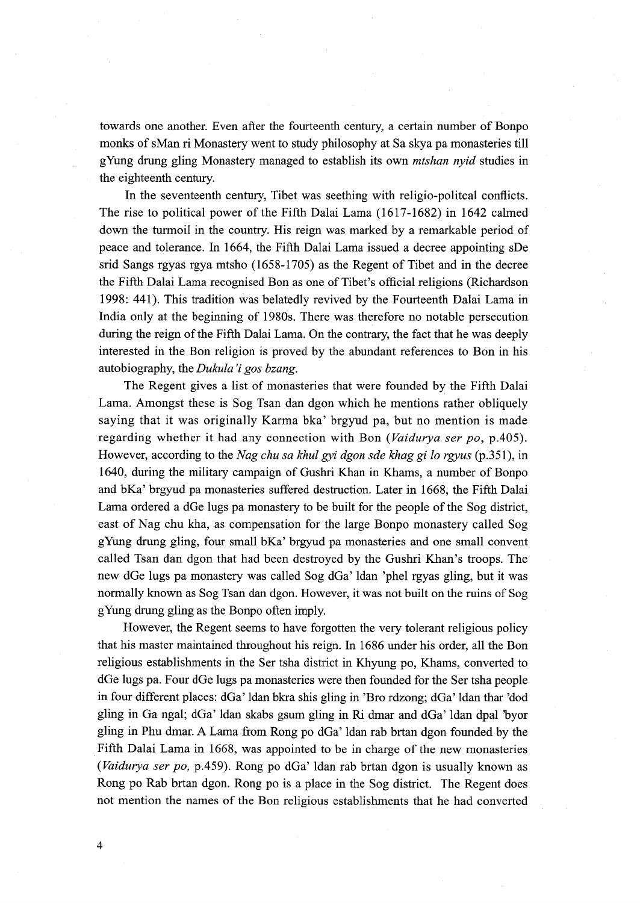towards one another. Even after the fourteenth century, a certain number of Bonpo monks of sMan ri Monastery went to study philosophy at Sa skya pa monasteries till gYung drung gling Monastery managed to establish its own *mtshan nyid* studies in the eighteenth century.

In the seventeenth century, Tibet was seething with religio-politcal conflicts. The rise to political power of the Fifth Dalai Lama (1617-1682) in 1642 calmed down the turmoil in the country. His reign was marked by a remarkable period of peace and tolerance. In 1664, the Fifth Dalai Lama issued a decree appointing sDe srid Sangs rgyas rgya mtsho (1658-1705) as the Regent of Tibet and in the decree the Fifth Dalai Lama recognised Bon as one of Tibet's official religions (Richardson 1998: 441). This tradition was belatedly revived by the Fourteenth Dalai Lama in India only at the beginning of 1980s. There was therefore no notable persecution during the reign of the Fifth Dalai Lama. On the contrary, the fact that he was deeply interested in the Bon religion is proved by the abundant references to Bon in his autobiography, the *Dukula'i gos bzang*.

The Regent gives a list of monasteries that were founded by the Fifth Dalai Lama. Amongst these is Sog Tsan dan dgon which he mentions rather obliquely saying that it was originally Karma bka' brgyud pa, but no mention is made regarding whether it had any connection with Bon (*Vaidurya ser po*, p.405). However, according to the *Nag chu sa khul gyi dgon sde khag gi lo rgyus* (p.351), in 1640, during the military campaign of Gushri Khan in Khams, a number of Bonpo and bKa' brgyud pa monasteries suffered destruction. Later in 1668, the Fifth Dalai Lama ordered a dGe lugs pa monastery to be built for the people of the Sog district, east of Nag chu kha, as compensation for the large Bonpo monastery called Sog gYung drung gling, four small bKa' brgyud pa monasteries and one small convent called Tsan dan dgon that had been destroyed by the Gushri Khan's troops. The new dGe lugs pa monastery was called Sog dGa' ldan 'phel rgyas gling, but it was normally known as Sog Tsan dan dgon. However, it was not built on the ruins of Sog gYung drung gling as the Bonpo often imply.

However, the Regent seems to have forgotten the very tolerant religious policy that his master maintained throughout his reign. In 1686 under his order, all the Bon religious establishments in the Ser tsha district in Khyung po, Khams, converted to dGe lugs pa. Four dGe lugs pa monasteries were then founded for the Ser tsha people in four different places: dGa' ldan bkra shis gling in 'Bro rdzong; dGa' ldan thar 'dod gling in Ga ngal; dGa' ldan skabs gsum gling in Ri dmar and dGa' ldan dpal 'byor gling in Phu dmar. A Lama from Rong po dGa' ldan rab brtan dgon founded by the Fifth Dalai Lama in 1668, was appointed to be in charge of the new monasteries (*Vaidurya ser po,* p.459). Rong po dGa' ldan rab brtan dgon is usually known as Rong po Rab brtan dgon. Rong po is a place in the Sog district. The Regent does not mention the names of the Bon religious establishments that he had converted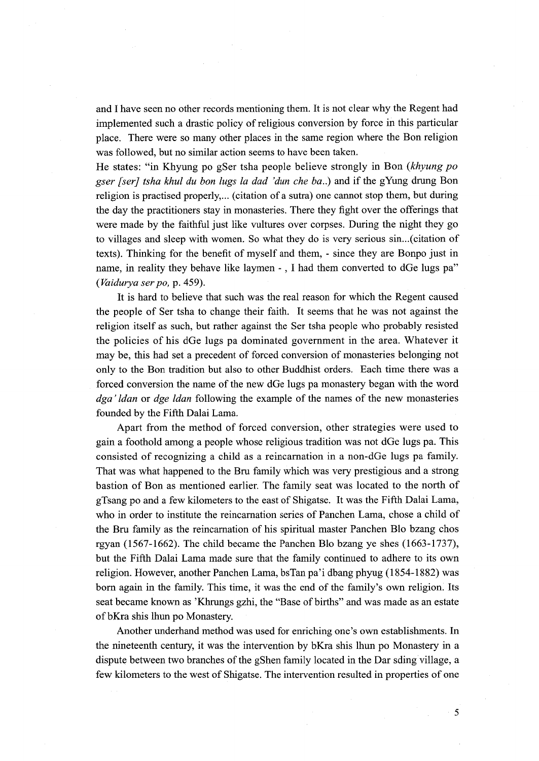and I have seen no other records mentioning them. It is not clear why the Regent had implemented such a drastic policy of religious conversion by force in this particular place. There were so many other places in the same region where the Bon religion was followed, but no similar action seems to have been taken.

He states: "in Khyung po gSer tsha people believe strongly in Bon (*khyung po gser [ser] tsha khul du bon lugs la dad 'dun che ba..*) and if the gYung drung Bon religion is practised properly,... (citation of a sutra) one cannot stop them, but during the day the practitioners stay in monasteries. There they fight over the offerings that were made by the faithful just like vultures over corpses. During the night they go to villages and sleep with women. So what they do is very serious sin...(citation of texts). Thinking for the benefit of myself and them, - since they are Bonpo just in name, in reality they behave like laymen - , I had them converted to dGe lugs pa" (*Vaidurya ser po*, p. 459).

It is hard to believe that such was the real reason for which the Regent caused the people of Ser tsha to change their faith. It seems that he was not against the religion itself as such, but rather against the Ser tsha people who probably resisted the policies of his dGe lugs pa dominated government in the area. Whatever it may be, this had set a precedent of forced conversion of monasteries belonging not only to the Bon tradition but also to other Buddhist orders. Each time there was a forced conversion the name of the new dGe lugs pa monastery began with the word *dga' ldan* or *dge ldan* following the example of the names of the new monasteries founded by the Fifth Dalai Lama.

Apart from the method of forced conversion, other strategies were used to gain a foothold among a people whose religious tradition was not dGe lugs pa. This consisted of recognizing a child as a reincarnation in a non-dGe lugs pa family. That was what happened to the Bru family which was very prestigious and a strong bastion of Bon as mentioned earlier. The family seat was located to the north of gTsang po and a few kilometers to the east of Shigatse. It was the Fifth Dalai Lama, who in order to institute the reincarnation series of Panchen Lama, chose a child of the Bru family as the reincarnation of his spiritual master Panchen Blo bzang chos rgyan (1567-1662). The child became the Panchen Blo bzang ye shes (1663-1737), but the Fifth Dalai Lama made sure that the family continued to adhere to its own religion. However, another Panchen Lama, bsTan pa'i dbang phyug (1854-1882) was born again in the family. This time, it was the end of the family's own religion. Its seat became known as 'Khrungs gzhi, the "Base of births" and was made as an estate of bKra shis lhun po Monastery.

Another underhand method was used for enriching one's own establishments. In the nineteenth century, it was the intervention by bKra shis lhun po Monastery in a dispute between two branches of the gShen family located in the Dar sding village, a few kilometers to the west of Shigatse. The intervention resulted in properties of one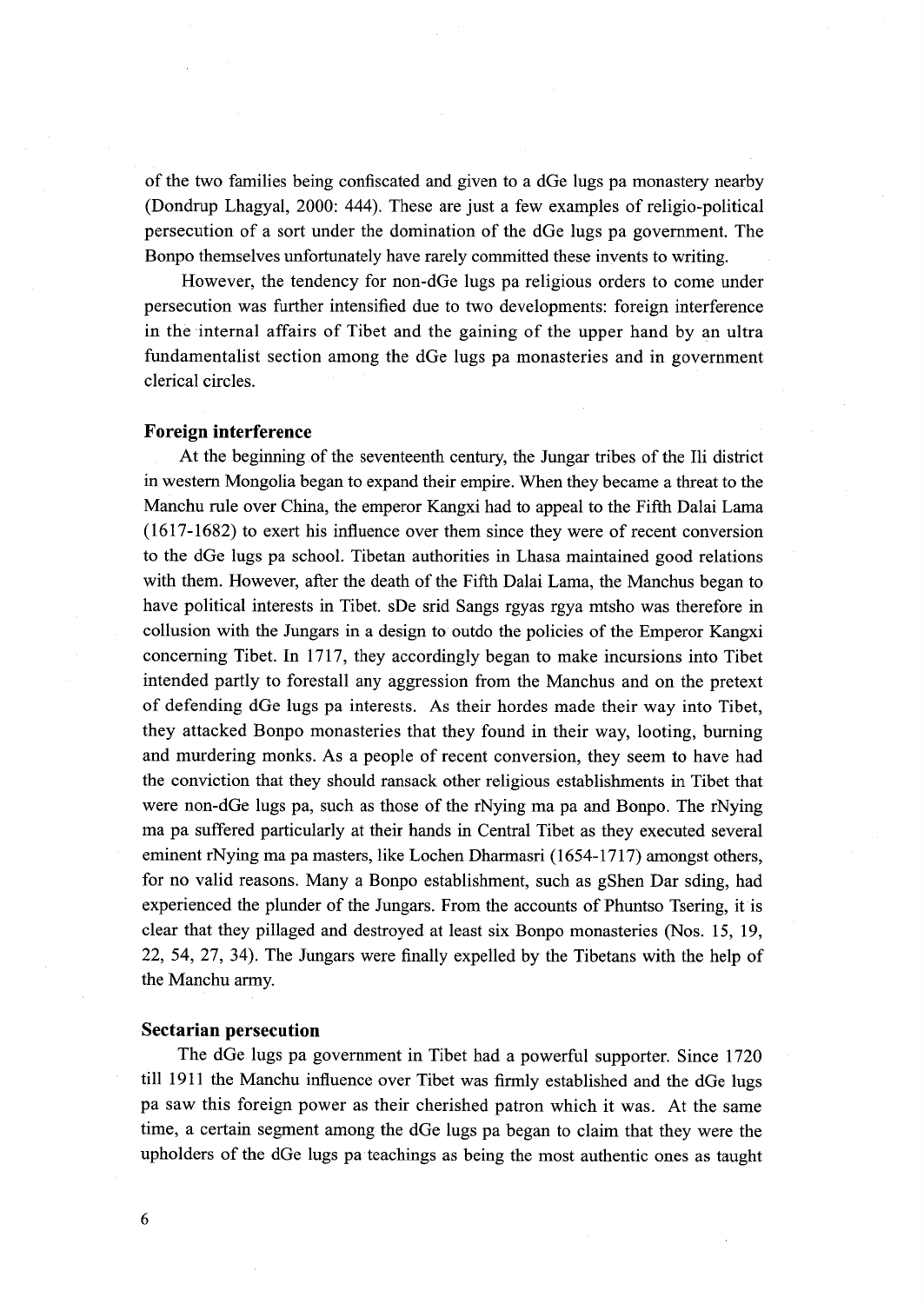of the two families being confiscated and given to a dGe lugs pa monastery nearby (Dondrup Lhagyal, 2000: 444). These are just a few examples of religio-political persecution of a sort under the domination of the dGe lugs pa government. The Bonpo themselves unfortunately have rarely committed these invents to writing.

However, the tendency for non-dGe lugs pa religious orders to come under persecution was further intensified due to two developments: foreign interference in the internal affairs of Tibet and the gaining of the upper hand by an ultra fundamentalist section among the dGe lugs pa monasteries and in government clerical circles.

### Foreign interference

At the beginning of the seventeenth century, the Jungar tribes of the Ili district in western Mongolia began to expand their empire. When they became a threat to the Manchu rule over China, the emperor Kangxi had to appeal to the Fifth Dalai Lama (1617-1682) to exert his influence over them since they were of recent conversion to the dGe lugs pa school. Tibetan authorities in Lhasa maintained good relations with them. However, after the death of the Fifth Dalai Lama, the Manchus began to have political interests in Tibet. sDe srid Sangs rgyas rgya mtsho was therefore in collusion with the Jungars in a design to outdo the policies of the Emperor Kangxi concerning Tibet. In 1717, they accordingly began to make incursions into Tibet intended partly to forestall any aggression from the Manchus and on the pretext of defending dGe lugs pa interests. As their hordes made their way into Tibet, they attacked Bonpo monasteries that they found in their way, looting, burning and murdering monks. As a people of recent conversion, they seem to have had the conviction that they should ransack other religious establishments in Tibet that were non-dGe lugs pa, such as those of the rNying ma pa and Bonpo. The rNying ma pa suffered particularly at their hands in Central Tibet as they executed several eminent rNying ma pa masters, like Lochen Dharmasri (1654-1717) amongst others, for no valid reasons. Many a Bonpo establishment, such as gShen Dar sding, had experienced the plunder of the Jungars. From the accounts of Phuntso Tsering, it is clear that they pillaged and destroyed at least six Bonpo monasteries (Nos. 15, 19, 22, 54, 27, 34). The Jungars were finally expelled by the Tibetans with the help of the Manchu army.

### Sectarian persecution

The dGe lugs pa government in Tibet had a powerful supporter. Since 1720 till 1911 the Manchu influence over Tibet was firmly established and the dGe lugs pa saw this foreign power as their cherished patron which it was. At the same time, a certain segment among the dGe lugs pa began to claim that they were the upholders of the dGe lugs pa teachings as being the most authentic ones as taught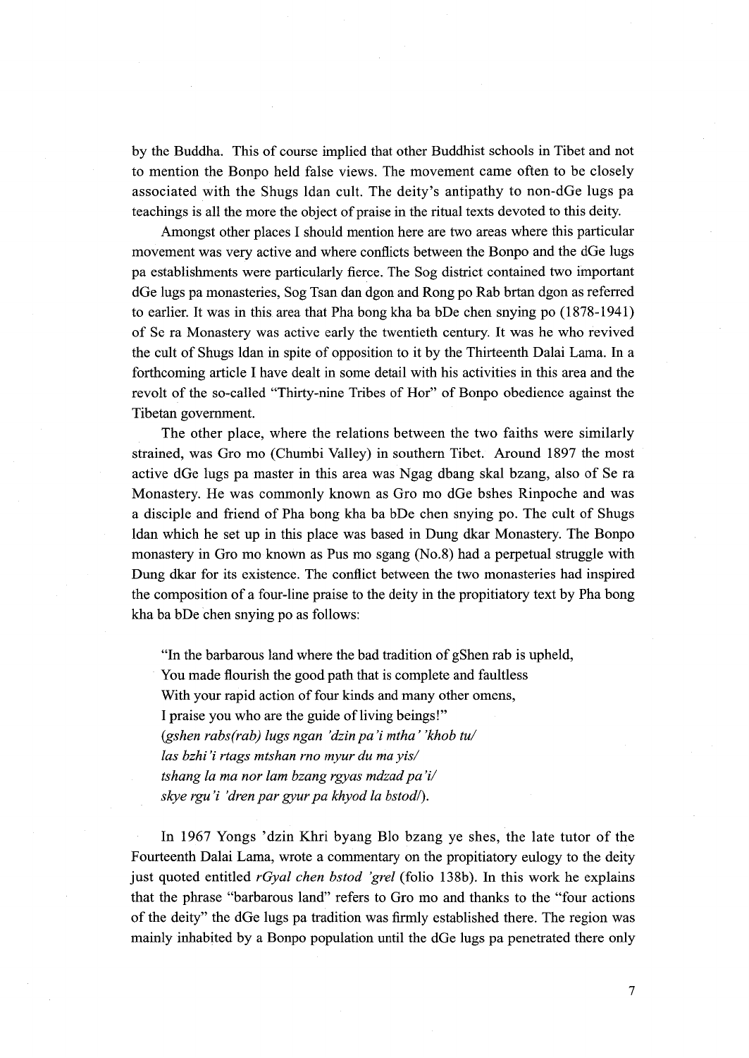by the Buddha. This of course implied that other Buddhist schools in Tibet and not to mention the Bonpo held false views. The movement came often to be closely associated with the Shugs ldan cult. The deity's antipathy to non-dGe lugs pa teachings is all the more the object of praise in the ritual texts devoted to this deity.

Amongst other places I should mention here are two areas where this particular movement was very active and where conflicts between the Bonpo and the dGe lugs pa establishments were particularly fierce. The Sog district contained two important dGe lugs pa monasteries, Sog Tsan dan dgon and Rong po Rab brtan dgon as referred to earlier. It was in this area that Pha bong kha ba bDe chen snying po (1878-1941) of Se ra Monastery was active early the twentieth century. It was he who revived the cult of Shugs ldan in spite of opposition to it by the Thirteenth Dalai Lama. In a forthcoming article I have dealt in some detail with his activities in this area and the revolt of the so-called "Thirty-nine Tribes of Hor" of Bonpo obedience against the Tibetan government.

The other place, where the relations between the two faiths were similarly strained, was Gro mo (Chumbi Valley) in southern Tibet. Around 1897 the most active dGe lugs pa master in this area was Ngag dbang skal bzang, also of Se ra Monastery. He was commonly known as Gro mo dGe bshes Rinpoche and was a disciple and friend of Pha bong kha ba bDe chen snying po. The cult of Shugs ldan which he set up in this place was based in Dung dkar Monastery. The Bonpo monastery in Gro mo known as Pus mo sgang (No.8) had a perpetual struggle with Dung dkar for its existence. The conflict between the two monasteries had inspired the composition of a four-line praise to the deity in the propitiatory text by Pha bong kha ba bDe chen snying po as follows:

> "In the barbarous land where the bad tradition of gShen rab is upheld,
> You made flourish the good path that is complete and faultless
> With your rapid action of four kinds and many other omens,
> I praise you who are the guide of living beings!"
> (*gshen rabs(rab) lugs ngan 'dzin pa'i mtha' 'khob tu/*
> *las bzhi'i rtags mtshan rno myur du ma yis/*
> *tshang la ma nor lam bzang rgyas mdzad pa'i/*
> *skye rgu'i 'dren par gyur pa khyod la bstod/*).

In 1967 Yongs 'dzin Khri byang Blo bzang ye shes, the late tutor of the Fourteenth Dalai Lama, wrote a commentary on the propitiatory eulogy to the deity just quoted entitled *rGyal chen bstod 'grel* (folio 138b). In this work he explains that the phrase "barbarous land" refers to Gro mo and thanks to the "four actions of the deity" the dGe lugs pa tradition was firmly established there. The region was mainly inhabited by a Bonpo population until the dGe lugs pa penetrated there only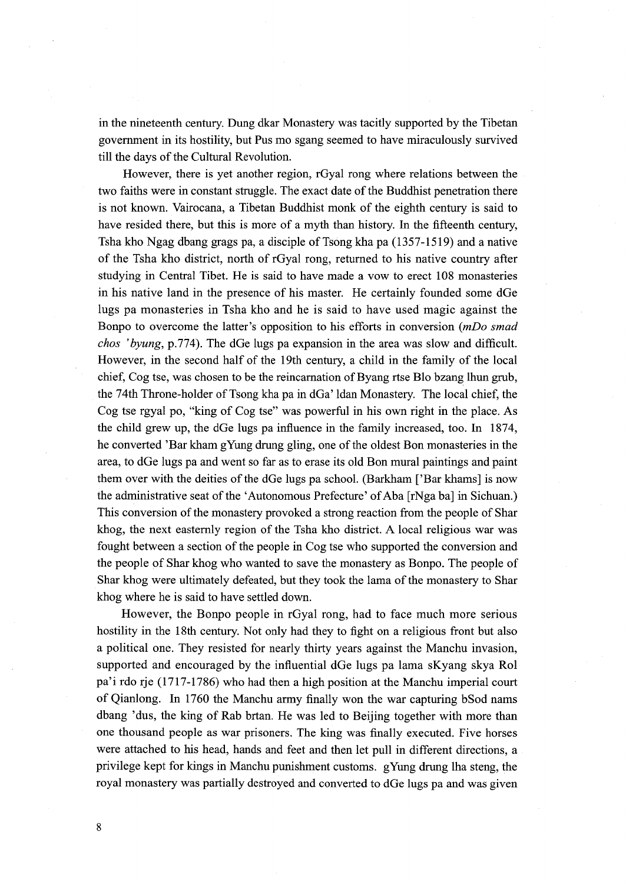in the nineteenth century. Dung dkar Monastery was tacitly supported by the Tibetan government in its hostility, but Pus mo sgang seemed to have miraculously survived till the days of the Cultural Revolution.

However, there is yet another region, rGyal rong where relations between the two faiths were in constant struggle. The exact date of the Buddhist penetration there is not known. Vairocana, a Tibetan Buddhist monk of the eighth century is said to have resided there, but this is more of a myth than history. In the fifteenth century, Tsha kho Ngag dbang grags pa, a disciple of Tsong kha pa (1357-1519) and a native of the Tsha kho district, north of rGyal rong, returned to his native country after studying in Central Tibet. He is said to have made a vow to erect 108 monasteries in his native land in the presence of his master. He certainly founded some dGe lugs pa monasteries in Tsha kho and he is said to have used magic against the Bonpo to overcome the latter's opposition to his efforts in conversion (*mDo smad chos 'byung*, p.774). The dGe lugs pa expansion in the area was slow and difficult. However, in the second half of the 19th century, a child in the family of the local chief, Cog tse, was chosen to be the reincarnation of Byang rtse Blo bzang lhun grub, the 74th Throne-holder of Tsong kha pa in dGa' ldan Monastery. The local chief, the Cog tse rgyal po, "king of Cog tse" was powerful in his own right in the place. As the child grew up, the dGe lugs pa influence in the family increased, too. In 1874, he converted 'Bar kham gYung drung gling, one of the oldest Bon monasteries in the area, to dGe lugs pa and went so far as to erase its old Bon mural paintings and paint them over with the deities of the dGe lugs pa school. (Barkham ['Bar khams] is now the administrative seat of the 'Autonomous Prefecture' of Aba [rNga ba] in Sichuan.) This conversion of the monastery provoked a strong reaction from the people of Shar khog, the next easternly region of the Tsha kho district. A local religious war was fought between a section of the people in Cog tse who supported the conversion and the people of Shar khog who wanted to save the monastery as Bonpo. The people of Shar khog were ultimately defeated, but they took the lama of the monastery to Shar khog where he is said to have settled down.

However, the Bonpo people in rGyal rong, had to face much more serious hostility in the 18th century. Not only had they to fight on a religious front but also a political one. They resisted for nearly thirty years against the Manchu invasion, supported and encouraged by the influential dGe lugs pa lama sKyang skya Rol pa'i rdo rje (1717-1786) who had then a high position at the Manchu imperial court of Qianlong. In 1760 the Manchu army finally won the war capturing bSod nams dbang 'dus, the king of Rab brtan. He was led to Beijing together with more than one thousand people as war prisoners. The king was finally executed. Five horses were attached to his head, hands and feet and then let pull in different directions, a privilege kept for kings in Manchu punishment customs. gYung drung lha steng, the royal monastery was partially destroyed and converted to dGe lugs pa and was given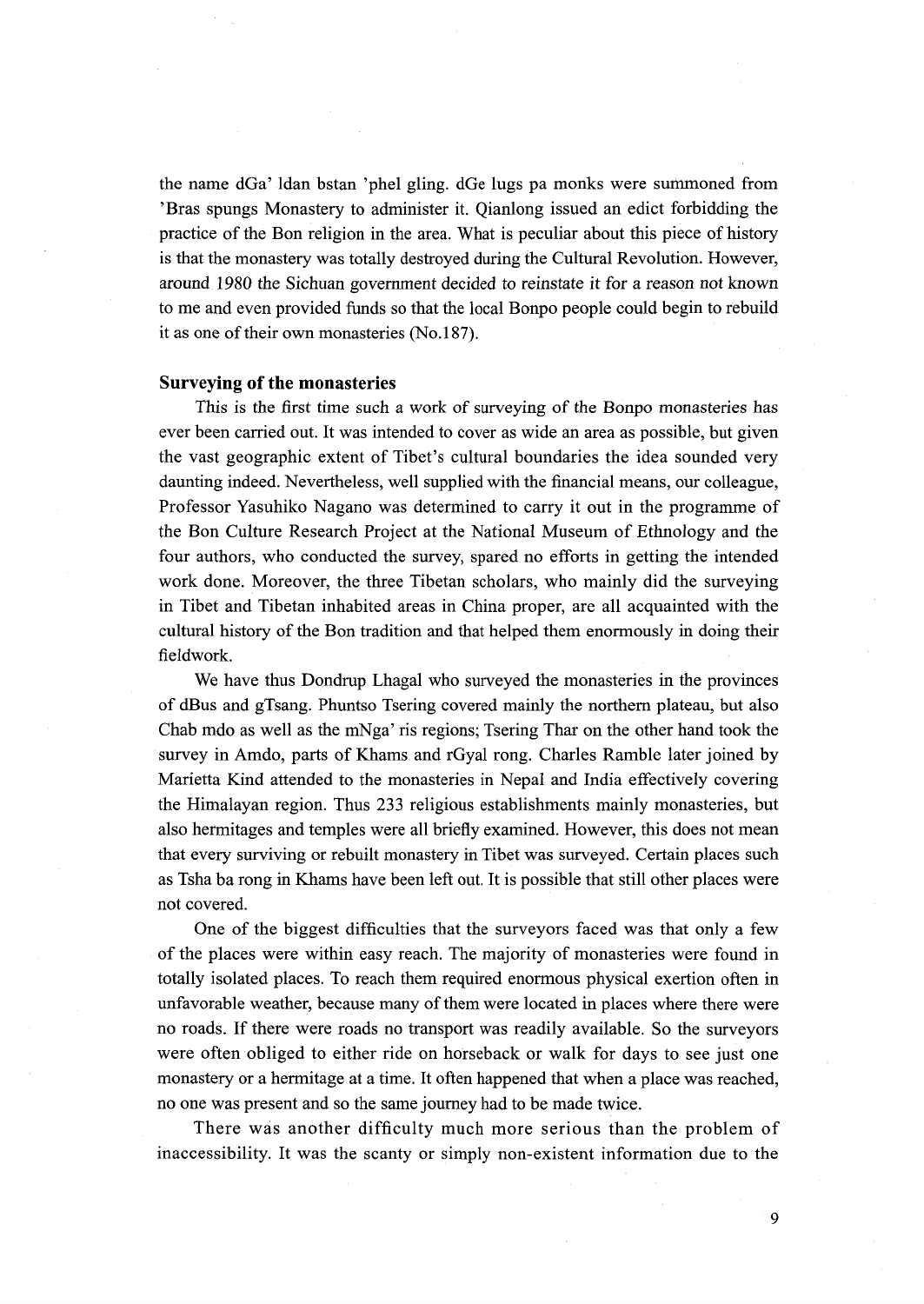the name dGa' ldan bstan 'phel gling. dGe lugs pa monks were summoned from 'Bras spungs Monastery to administer it. Qianlong issued an edict forbidding the practice of the Bon religion in the area. What is peculiar about this piece of history is that the monastery was totally destroyed during the Cultural Revolution. However, around 1980 the Sichuan government decided to reinstate it for a reason not known to me and even provided funds so that the local Bonpo people could begin to rebuild it as one of their own monasteries (No.187).

### Surveying of the monasteries

This is the first time such a work of surveying of the Bonpo monasteries has ever been carried out. It was intended to cover as wide an area as possible, but given the vast geographic extent of Tibet's cultural boundaries the idea sounded very daunting indeed. Nevertheless, well supplied with the financial means, our colleague, Professor Yasuhiko Nagano was determined to carry it out in the programme of the Bon Culture Research Project at the National Museum of Ethnology and the four authors, who conducted the survey, spared no efforts in getting the intended work done. Moreover, the three Tibetan scholars, who mainly did the surveying in Tibet and Tibetan inhabited areas in China proper, are all acquainted with the cultural history of the Bon tradition and that helped them enormously in doing their fieldwork.

We have thus Dondrup Lhagal who surveyed the monasteries in the provinces of dBus and gTsang. Phuntso Tsering covered mainly the northern plateau, but also Chab mdo as well as the mNga' ris regions; Tsering Thar on the other hand took the survey in Amdo, parts of Khams and rGyal rong. Charles Ramble later joined by Marietta Kind attended to the monasteries in Nepal and India effectively covering the Himalayan region. Thus 233 religious establishments mainly monasteries, but also hermitages and temples were all briefly examined. However, this does not mean that every surviving or rebuilt monastery in Tibet was surveyed. Certain places such as Tsha ba rong in Khams have been left out. It is possible that still other places were not covered.

One of the biggest difficulties that the surveyors faced was that only a few of the places were within easy reach. The majority of monasteries were found in totally isolated places. To reach them required enormous physical exertion often in unfavorable weather, because many of them were located in places where there were no roads. If there were roads no transport was readily available. So the surveyors were often obliged to either ride on horseback or walk for days to see just one monastery or a hermitage at a time. It often happened that when a place was reached, no one was present and so the same journey had to be made twice.

There was another difficulty much more serious than the problem of inaccessibility. It was the scanty or simply non-existent information due to the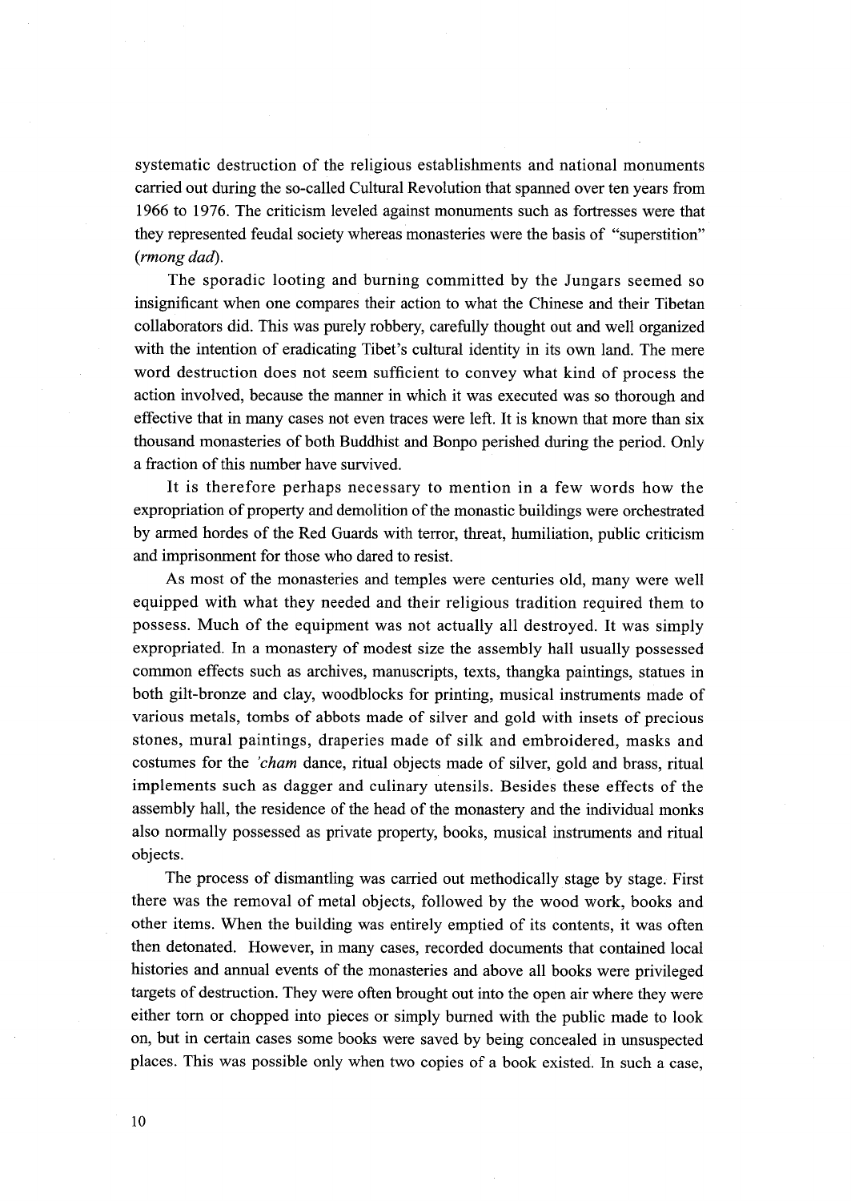systematic destruction of the religious establishments and national monuments carried out during the so-called Cultural Revolution that spanned over ten years from 1966 to 1976. The criticism leveled against monuments such as fortresses were that they represented feudal society whereas monasteries were the basis of "superstition" (*rmong dad*).

The sporadic looting and burning committed by the Jungars seemed so insignificant when one compares their action to what the Chinese and their Tibetan collaborators did. This was purely robbery, carefully thought out and well organized with the intention of eradicating Tibet's cultural identity in its own land. The mere word destruction does not seem sufficient to convey what kind of process the action involved, because the manner in which it was executed was so thorough and effective that in many cases not even traces were left. It is known that more than six thousand monasteries of both Buddhist and Bonpo perished during the period. Only a fraction of this number have survived.

It is therefore perhaps necessary to mention in a few words how the expropriation of property and demolition of the monastic buildings were orchestrated by armed hordes of the Red Guards with terror, threat, humiliation, public criticism and imprisonment for those who dared to resist.

As most of the monasteries and temples were centuries old, many were well equipped with what they needed and their religious tradition required them to possess. Much of the equipment was not actually all destroyed. It was simply expropriated. In a monastery of modest size the assembly hall usually possessed common effects such as archives, manuscripts, texts, thangka paintings, statues in both gilt-bronze and clay, woodblocks for printing, musical instruments made of various metals, tombs of abbots made of silver and gold with insets of precious stones, mural paintings, draperies made of silk and embroidered, masks and costumes for the *'cham* dance, ritual objects made of silver, gold and brass, ritual implements such as dagger and culinary utensils. Besides these effects of the assembly hall, the residence of the head of the monastery and the individual monks also normally possessed as private property, books, musical instruments and ritual objects.

The process of dismantling was carried out methodically stage by stage. First there was the removal of metal objects, followed by the wood work, books and other items. When the building was entirely emptied of its contents, it was often then detonated. However, in many cases, recorded documents that contained local histories and annual events of the monasteries and above all books were privileged targets of destruction. They were often brought out into the open air where they were either torn or chopped into pieces or simply burned with the public made to look on, but in certain cases some books were saved by being concealed in unsuspected places. This was possible only when two copies of a book existed. In such a case,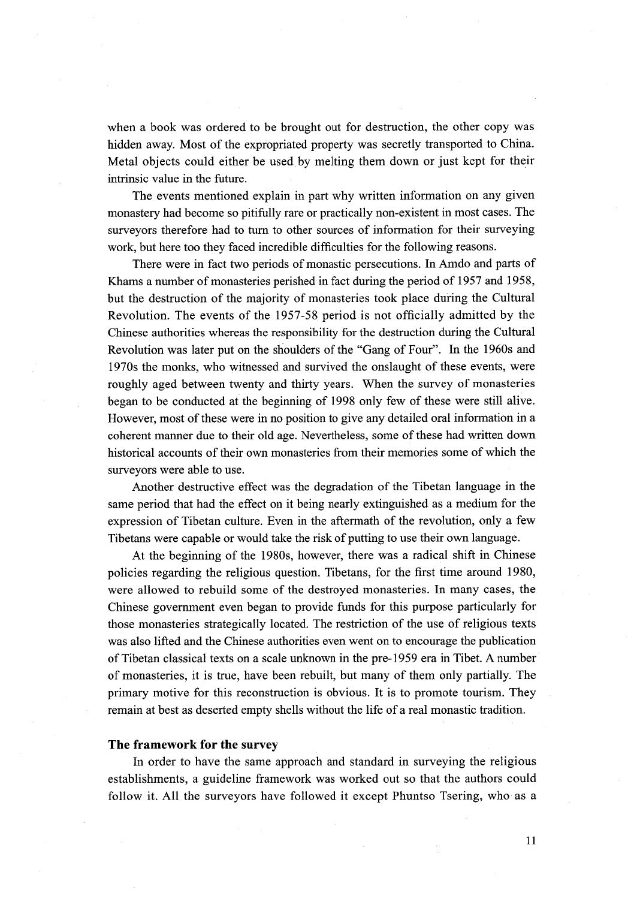when a book was ordered to be brought out for destruction, the other copy was hidden away. Most of the expropriated property was secretly transported to China. Metal objects could either be used by melting them down or just kept for their intrinsic value in the future.

The events mentioned explain in part why written information on any given monastery had become so pitifully rare or practically non-existent in most cases. The surveyors therefore had to turn to other sources of information for their surveying work, but here too they faced incredible difficulties for the following reasons.

There were in fact two periods of monastic persecutions. In Amdo and parts of Khams a number of monasteries perished in fact during the period of 1957 and 1958, but the destruction of the majority of monasteries took place during the Cultural Revolution. The events of the 1957-58 period is not officially admitted by the Chinese authorities whereas the responsibility for the destruction during the Cultural Revolution was later put on the shoulders of the "Gang of Four". In the 1960s and 1970s the monks, who witnessed and survived the onslaught of these events, were roughly aged between twenty and thirty years. When the survey of monasteries began to be conducted at the beginning of 1998 only few of these were still alive. However, most of these were in no position to give any detailed oral information in a coherent manner due to their old age. Nevertheless, some of these had written down historical accounts of their own monasteries from their memories some of which the surveyors were able to use.

Another destructive effect was the degradation of the Tibetan language in the same period that had the effect on it being nearly extinguished as a medium for the expression of Tibetan culture. Even in the aftermath of the revolution, only a few Tibetans were capable or would take the risk of putting to use their own language.

At the beginning of the 1980s, however, there was a radical shift in Chinese policies regarding the religious question. Tibetans, for the first time around 1980, were allowed to rebuild some of the destroyed monasteries. In many cases, the Chinese government even began to provide funds for this purpose particularly for those monasteries strategically located. The restriction of the use of religious texts was also lifted and the Chinese authorities even went on to encourage the publication of Tibetan classical texts on a scale unknown in the pre-1959 era in Tibet. A number of monasteries, it is true, have been rebuilt, but many of them only partially. The primary motive for this reconstruction is obvious. It is to promote tourism. They remain at best as deserted empty shells without the life of a real monastic tradition.

## The framework for the survey

In order to have the same approach and standard in surveying the religious establishments, a guideline framework was worked out so that the authors could follow it. All the surveyors have followed it except Phuntso Tsering, who as a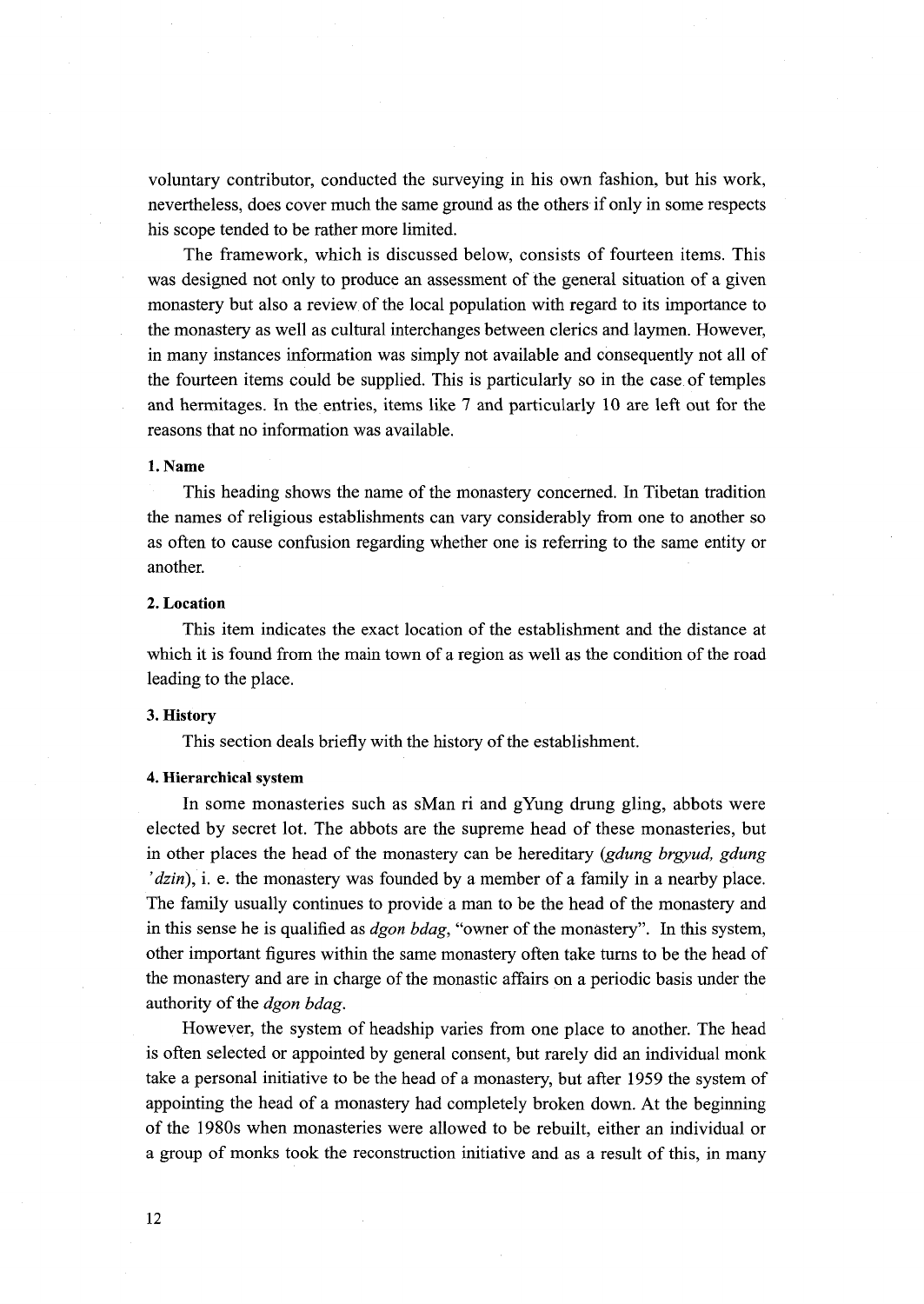voluntary contributor, conducted the surveying in his own fashion, but his work, nevertheless, does cover much the same ground as the others if only in some respects his scope tended to be rather more limited.

The framework, which is discussed below, consists of fourteen items. This was designed not only to produce an assessment of the general situation of a given monastery but also a review of the local population with regard to its importance to the monastery as well as cultural interchanges between clerics and laymen. However, in many instances information was simply not available and consequently not all of the fourteen items could be supplied. This is particularly so in the case of temples and hermitages. In the entries, items like 7 and particularly 10 are left out for the reasons that no information was available.

#### 1. Name

This heading shows the name of the monastery concerned. In Tibetan tradition the names of religious establishments can vary considerably from one to another so as often to cause confusion regarding whether one is referring to the same entity or another.

#### 2. Location

This item indicates the exact location of the establishment and the distance at which it is found from the main town of a region as well as the condition of the road leading to the place.

#### 3. History

This section deals briefly with the history of the establishment.

#### 4. Hierarchical system

In some monasteries such as sMan ri and gYung drung gling, abbots were elected by secret lot. The abbots are the supreme head of these monasteries, but in other places the head of the monastery can be hereditary (*gdung brgyud, gdung 'dzin*), i. e. the monastery was founded by a member of a family in a nearby place. The family usually continues to provide a man to be the head of the monastery and in this sense he is qualified as *dgon bdag*, "owner of the monastery". In this system, other important figures within the same monastery often take turns to be the head of the monastery and are in charge of the monastic affairs on a periodic basis under the authority of the *dgon bdag*.

However, the system of headship varies from one place to another. The head is often selected or appointed by general consent, but rarely did an individual monk take a personal initiative to be the head of a monastery, but after 1959 the system of appointing the head of a monastery had completely broken down. At the beginning of the 1980s when monasteries were allowed to be rebuilt, either an individual or a group of monks took the reconstruction initiative and as a result of this, in many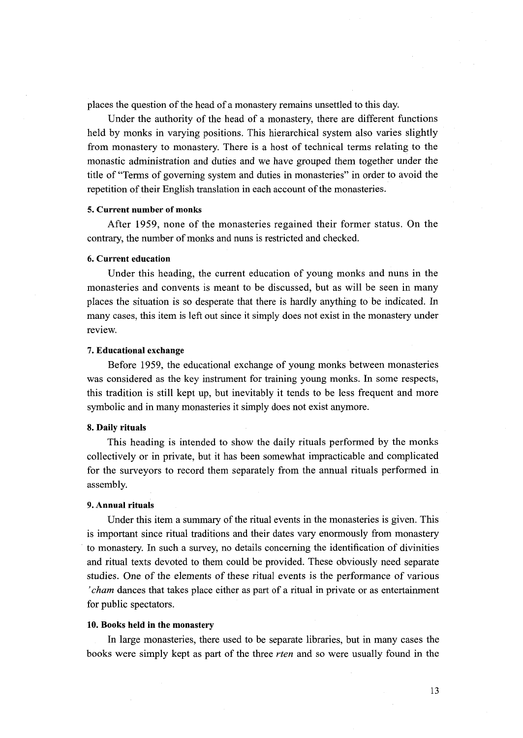places the question of the head of a monastery remains unsettled to this day.

Under the authority of the head of a monastery, there are different functions held by monks in varying positions. This hierarchical system also varies slightly from monastery to monastery. There is a host of technical terms relating to the monastic administration and duties and we have grouped them together under the title of "Terms of governing system and duties in monasteries" in order to avoid the repetition of their English translation in each account of the monasteries.

#### 5. Current number of monks

After 1959, none of the monasteries regained their former status. On the contrary, the number of monks and nuns is restricted and checked.

#### 6. Current education

Under this heading, the current education of young monks and nuns in the monasteries and convents is meant to be discussed, but as will be seen in many places the situation is so desperate that there is hardly anything to be indicated. In many cases, this item is left out since it simply does not exist in the monastery under review.

#### 7. Educational exchange

Before 1959, the educational exchange of young monks between monasteries was considered as the key instrument for training young monks. In some respects, this tradition is still kept up, but inevitably it tends to be less frequent and more symbolic and in many monasteries it simply does not exist anymore.

#### 8. Daily rituals

This heading is intended to show the daily rituals performed by the monks collectively or in private, but it has been somewhat impracticable and complicated for the surveyors to record them separately from the annual rituals performed in assembly.

#### 9. Annual rituals

Under this item a summary of the ritual events in the monasteries is given. This is important since ritual traditions and their dates vary enormously from monastery to monastery. In such a survey, no details concerning the identification of divinities and ritual texts devoted to them could be provided. These obviously need separate studies. One of the elements of these ritual events is the performance of various *'cham* dances that takes place either as part of a ritual in private or as entertainment for public spectators.

#### 10. Books held in the monastery

In large monasteries, there used to be separate libraries, but in many cases the books were simply kept as part of the three *rten* and so were usually found in the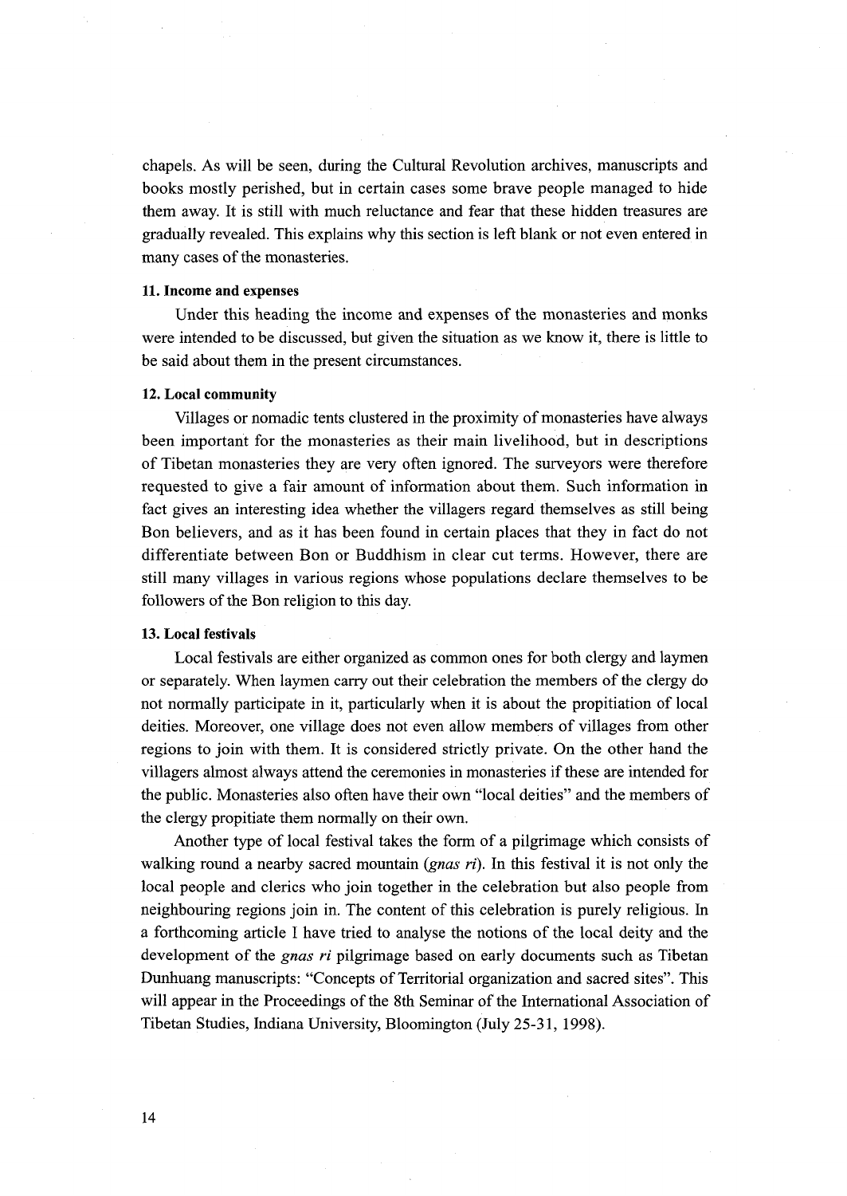chapels. As will be seen, during the Cultural Revolution archives, manuscripts and books mostly perished, but in certain cases some brave people managed to hide them away. It is still with much reluctance and fear that these hidden treasures are gradually revealed. This explains why this section is left blank or not even entered in many cases of the monasteries.

#### 11. Income and expenses

Under this heading the income and expenses of the monasteries and monks were intended to be discussed, but given the situation as we know it, there is little to be said about them in the present circumstances.

#### 12. Local community

Villages or nomadic tents clustered in the proximity of monasteries have always been important for the monasteries as their main livelihood, but in descriptions of Tibetan monasteries they are very often ignored. The surveyors were therefore requested to give a fair amount of information about them. Such information in fact gives an interesting idea whether the villagers regard themselves as still being Bon believers, and as it has been found in certain places that they in fact do not differentiate between Bon or Buddhism in clear cut terms. However, there are still many villages in various regions whose populations declare themselves to be followers of the Bon religion to this day.

#### 13. Local festivals

Local festivals are either organized as common ones for both clergy and laymen or separately. When laymen carry out their celebration the members of the clergy do not normally participate in it, particularly when it is about the propitiation of local deities. Moreover, one village does not even allow members of villages from other regions to join with them. It is considered strictly private. On the other hand the villagers almost always attend the ceremonies in monasteries if these are intended for the public. Monasteries also often have their own "local deities" and the members of the clergy propitiate them normally on their own.

Another type of local festival takes the form of a pilgrimage which consists of walking round a nearby sacred mountain (*gnas ri*). In this festival it is not only the local people and clerics who join together in the celebration but also people from neighbouring regions join in. The content of this celebration is purely religious. In a forthcoming article I have tried to analyse the notions of the local deity and the development of the *gnas ri* pilgrimage based on early documents such as Tibetan Dunhuang manuscripts: "Concepts of Territorial organization and sacred sites". This will appear in the Proceedings of the 8th Seminar of the International Association of Tibetan Studies, Indiana University, Bloomington (July 25-31, 1998).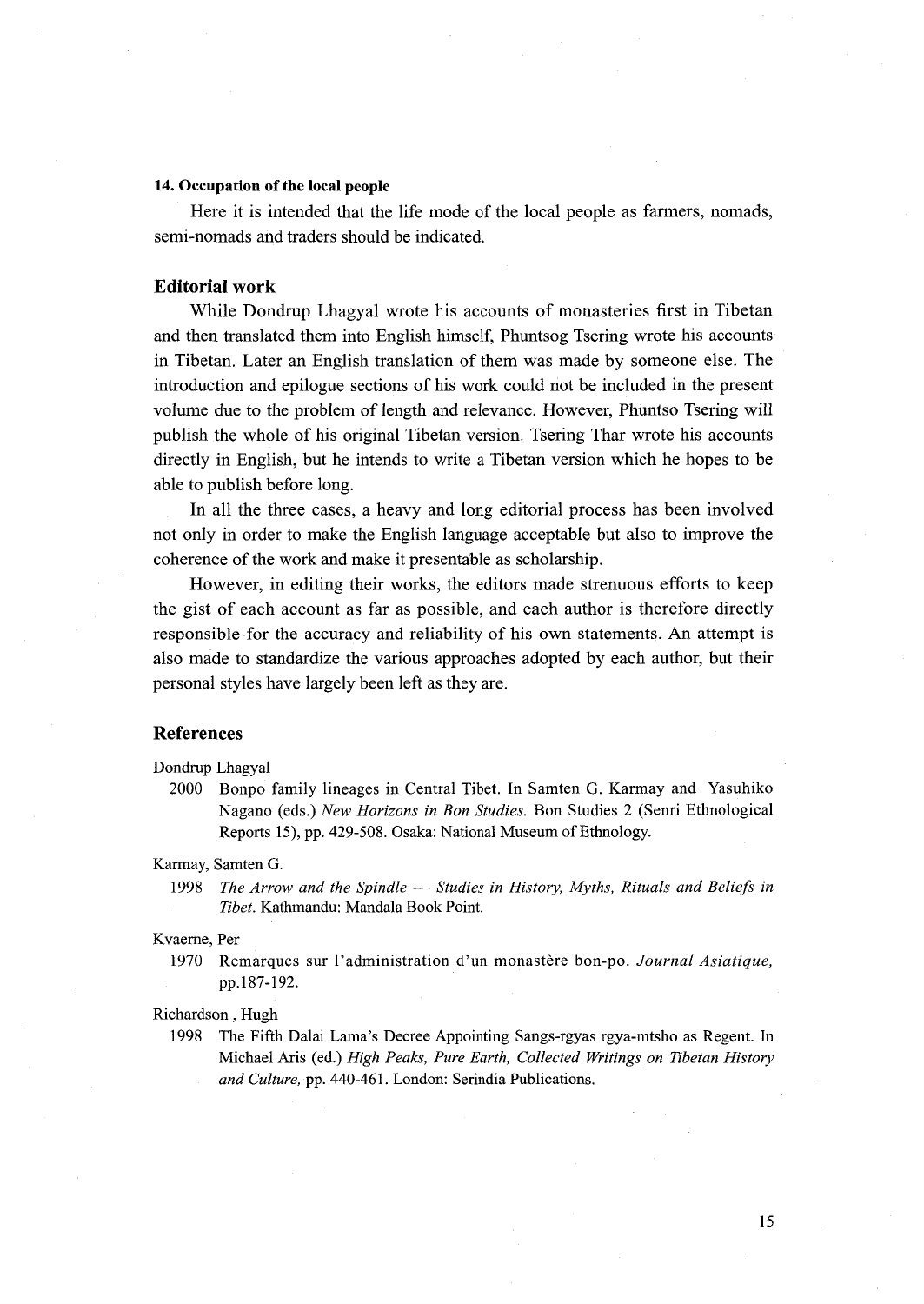#### 14. Occupation of the local people

Here it is intended that the life mode of the local people as farmers, nomads, semi-nomads and traders should be indicated.

## Editorial work

While Dondrup Lhagyal wrote his accounts of monasteries first in Tibetan and then translated them into English himself, Phuntsog Tsering wrote his accounts in Tibetan. Later an English translation of them was made by someone else. The introduction and epilogue sections of his work could not be included in the present volume due to the problem of length and relevance. However, Phuntso Tsering will publish the whole of his original Tibetan version. Tsering Thar wrote his accounts directly in English, but he intends to write a Tibetan version which he hopes to be able to publish before long.

In all the three cases, a heavy and long editorial process has been involved not only in order to make the English language acceptable but also to improve the coherence of the work and make it presentable as scholarship.

However, in editing their works, the editors made strenuous efforts to keep the gist of each account as far as possible, and each author is therefore directly responsible for the accuracy and reliability of his own statements. An attempt is also made to standardize the various approaches adopted by each author, but their personal styles have largely been left as they are.

## References

Dondrup Lhagyal

2000 Bonpo family lineages in Central Tibet. In Samten G. Karmay and Yasuhiko Nagano (eds.) *New Horizons in Bon Studies*. Bon Studies 2 (Senri Ethnological Reports 15), pp. 429-508. Osaka: National Museum of Ethnology.

Karmay, Samten G.

1998 *The Arrow and the Spindle — Studies in History, Myths, Rituals and Beliefs in Tibet*. Kathmandu: Mandala Book Point.

Kvaerne, Per

1970 Remarques sur l'administration d'un monastère bon-po. *Journal Asiatique*, pp.187-192.

Richardson , Hugh

1998 The Fifth Dalai Lama's Decree Appointing Sangs-rgyas rgya-mtsho as Regent. In Michael Aris (ed.) *High Peaks, Pure Earth, Collected Writings on Tibetan History and Culture*, pp. 440-461. London: Serindia Publications.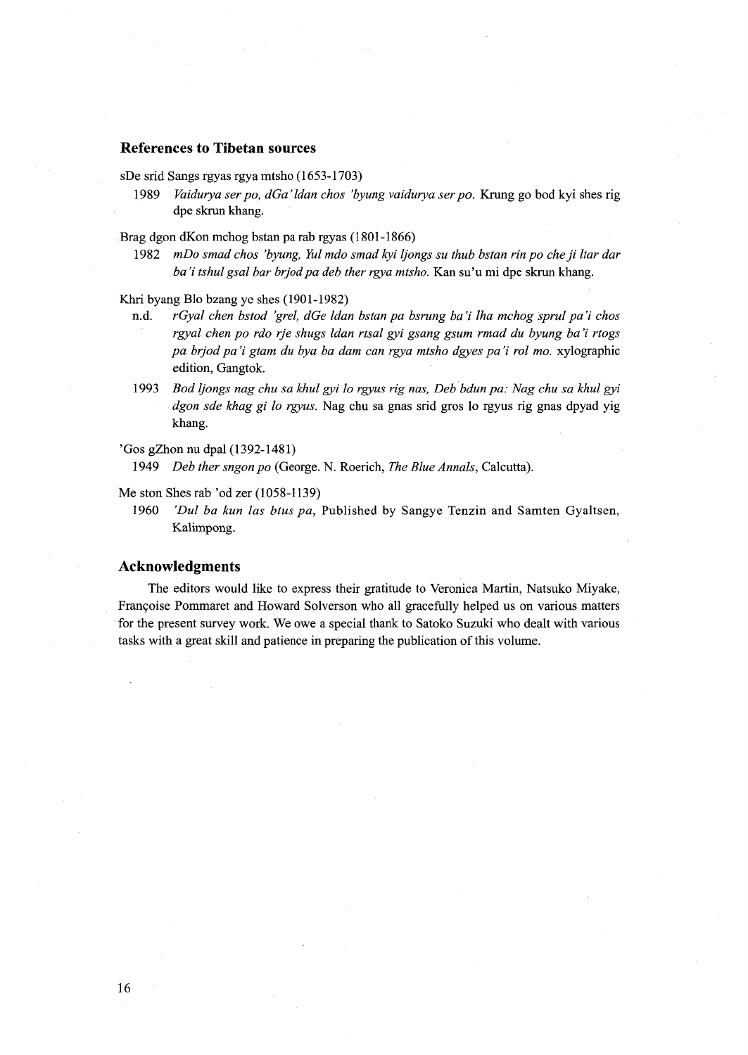## References to Tibetan sources

sDe srid Sangs rgyas rgya mtsho (1653-1703)

1989 *Vaidurya ser po, dGa' ldan chos 'byung vaidurya ser po.* Krung go bod kyi shes rig dpe skrun khang.

Brag dgon dKon mchog bstan pa rab rgyas (1801-1866)

1982 *mDo smad chos 'byung, Yul mdo smad kyi ljongs su thub bstan rin po che ji ltar dar ba'i tshul gsal bar brjod pa deb ther rgya mtsho.* Kan su'u mi dpe skrun khang.

Khri byang Blo bzang ye shes (1901-1982)

n.d. *rGyal chen bstod 'grel, dGe ldan bstan pa bsrung ba'i lha mchog sprul pa'i chos rgyal chen po rdo rje shugs ldan rtsal gyi gsang gsum rmad du byung ba'i rtogs pa brjod pa'i gtam du bya ba dam can rgya mtsho dgyes pa'i rol mo.* xylographic edition, Gangtok.

1993 *Bod ljongs nag chu sa khul gyi lo rgyus rig nas, Deb bdun pa: Nag chu sa khul gyi dgon sde khag gi lo rgyus.* Nag chu sa gnas srid gros lo rgyus rig gnas dpyad yig khang.

'Gos gZhon nu dpal (1392-1481)

1949 *Deb ther sngon po* (George. N. Roerich, *The Blue Annals*, Calcutta).

Me ston Shes rab 'od zer (1058-1139)

1960 *'Dul ba kun las btus pa*, Published by Sangye Tenzin and Samten Gyaltsen, Kalimpong.

## Acknowledgments

The editors would like to express their gratitude to Veronica Martin, Natsuko Miyake, Françoise Pommaret and Howard Solverson who all gracefully helped us on various matters for the present survey work. We owe a special thank to Satoko Suzuki who dealt with various tasks with a great skill and patience in preparing the publication of this volume.